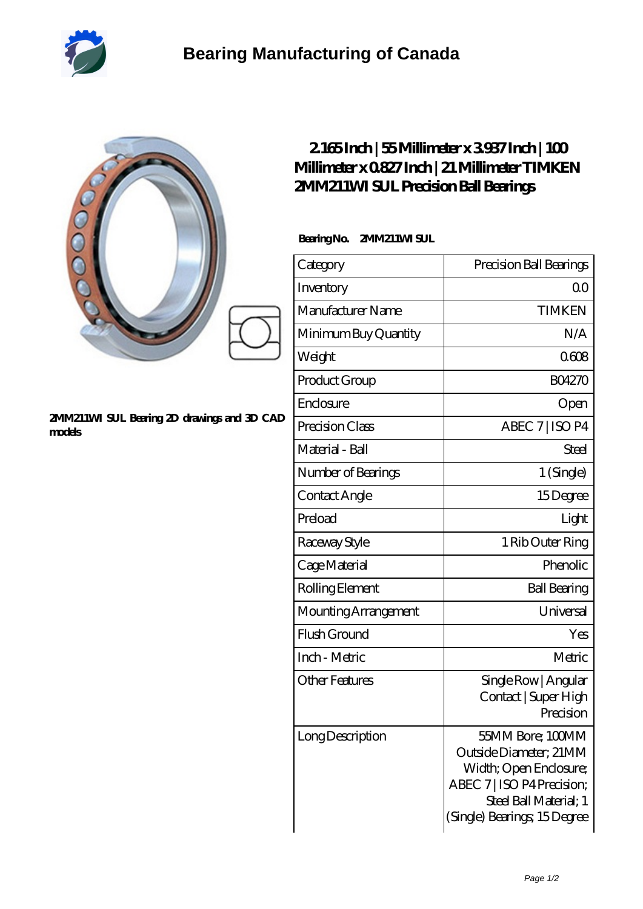# Bearing Manufacturing of Canada

2MM211WI SUL Bearing 2D drawings and 3D CAD models

## 2.165 Inch | 55 Millimeter x 3.937 Inch | 100 Millimeter x 0.827 Inch | 21 Millimeter TIMKEN 2MM211WI SUL Precision Ball Bearings

**Bearing No.** 2MM211WI SUL

| | |
|---|---|
| Category | Precision Ball Bearings |
| Inventory | 0.0 |
| Manufacturer Name | TIMKEN |
| Minimum Buy Quantity | N/A |
| Weight | 0.608 |
| Product Group | B04270 |
| Enclosure | Open |
| Precision Class | ABEC 7 \| ISO P4 |
| Material - Ball | Steel |
| Number of Bearings | 1 (Single) |
| Contact Angle | 15 Degree |
| Preload | Light |
| Raceway Style | 1 Rib Outer Ring |
| Cage Material | Phenolic |
| Rolling Element | Ball Bearing |
| Mounting Arrangement | Universal |
| Flush Ground | Yes |
| Inch - Metric | Metric |
| Other Features | Single Row \| Angular Contact \| Super High Precision |
| Long Description | 55MM Bore; 100MM Outside Diameter; 21MM Width; Open Enclosure; ABEC 7 \| ISO P4 Precision; Steel Ball Material; 1 (Single) Bearings; 15 Degree |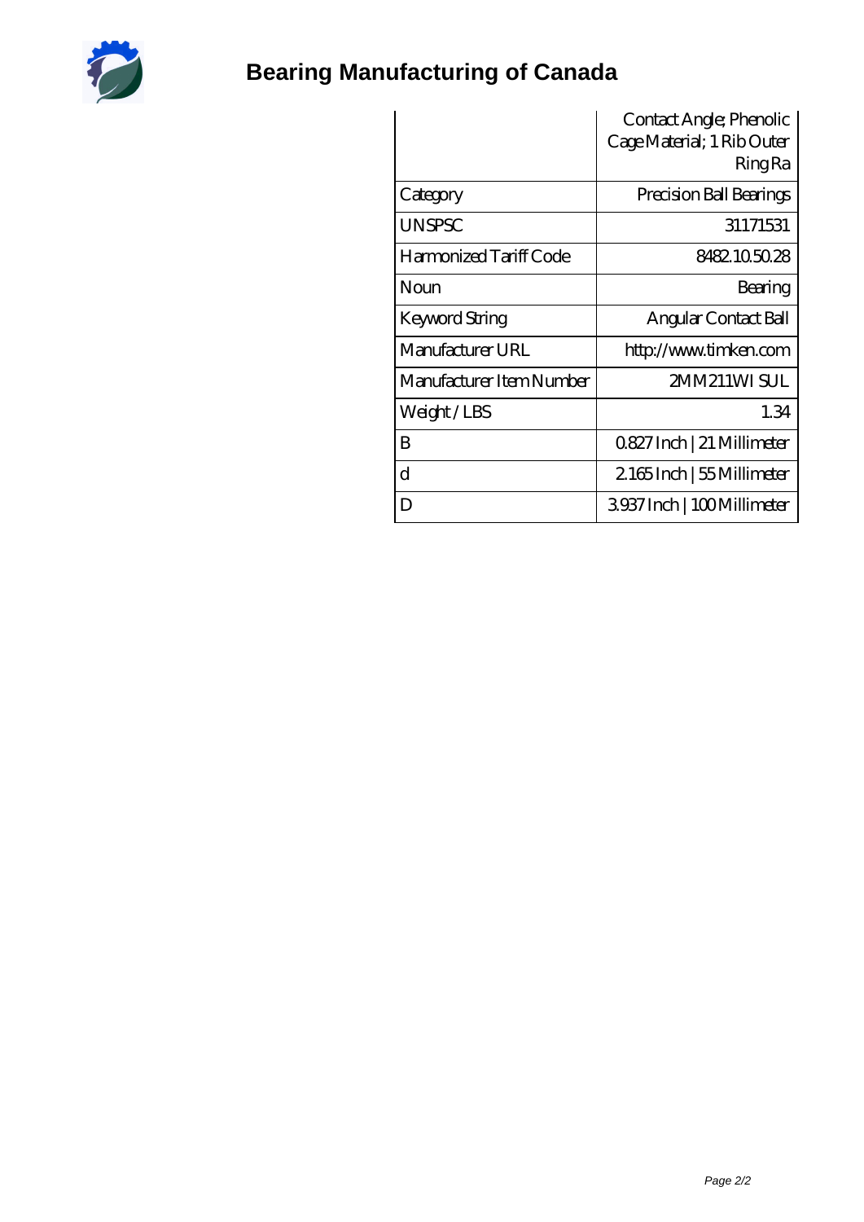# Bearing Manufacturing of Canada

| | |
|---|---|
| | Contact Angle; Phenolic Cage Material; 1 Rib Outer Ring Ra |
| Category | Precision Ball Bearings |
| UNSPSC | 31171531 |
| Harmonized Tariff Code | 8482.10.50.28 |
| Noun | Bearing |
| Keyword String | Angular Contact Ball |
| Manufacturer URL | http://www.timken.com |
| Manufacturer Item Number | 2MM211WI SUL |
| Weight / LBS | 1.34 |
| B | 0.827 Inch \| 21 Millimeter |
| d | 2.165 Inch \| 55 Millimeter |
| D | 3.937 Inch \| 100 Millimeter |